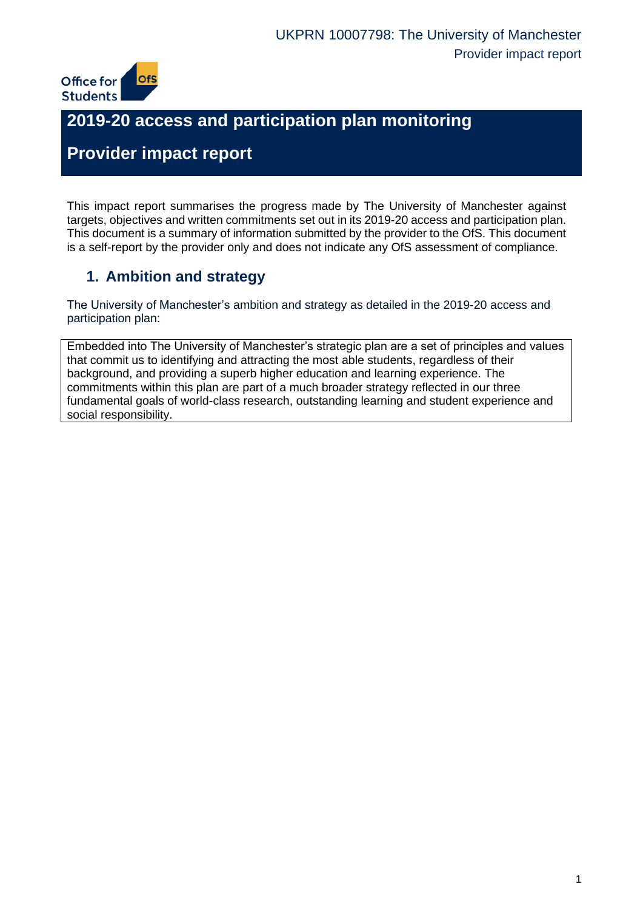# 2019-20 access and participation plan monitoring

# Provider impact report

This impact report summarises the progress made by The University of Manchester against targets, objectives and written commitments set out in its 2019-20 access and participation plan. This document is a summary of information submitted by the provider to the OfS. This document is a self-report by the provider only and does not indicate any OfS assessment of compliance.

## 1. Ambition and strategy

The University of Manchester's ambition and strategy as detailed in the 2019-20 access and participation plan:

Embedded into The University of Manchester's strategic plan are a set of principles and values that commit us to identifying and attracting the most able students, regardless of their background, and providing a superb higher education and learning experience. The commitments within this plan are part of a much broader strategy reflected in our three fundamental goals of world-class research, outstanding learning and student experience and social responsibility.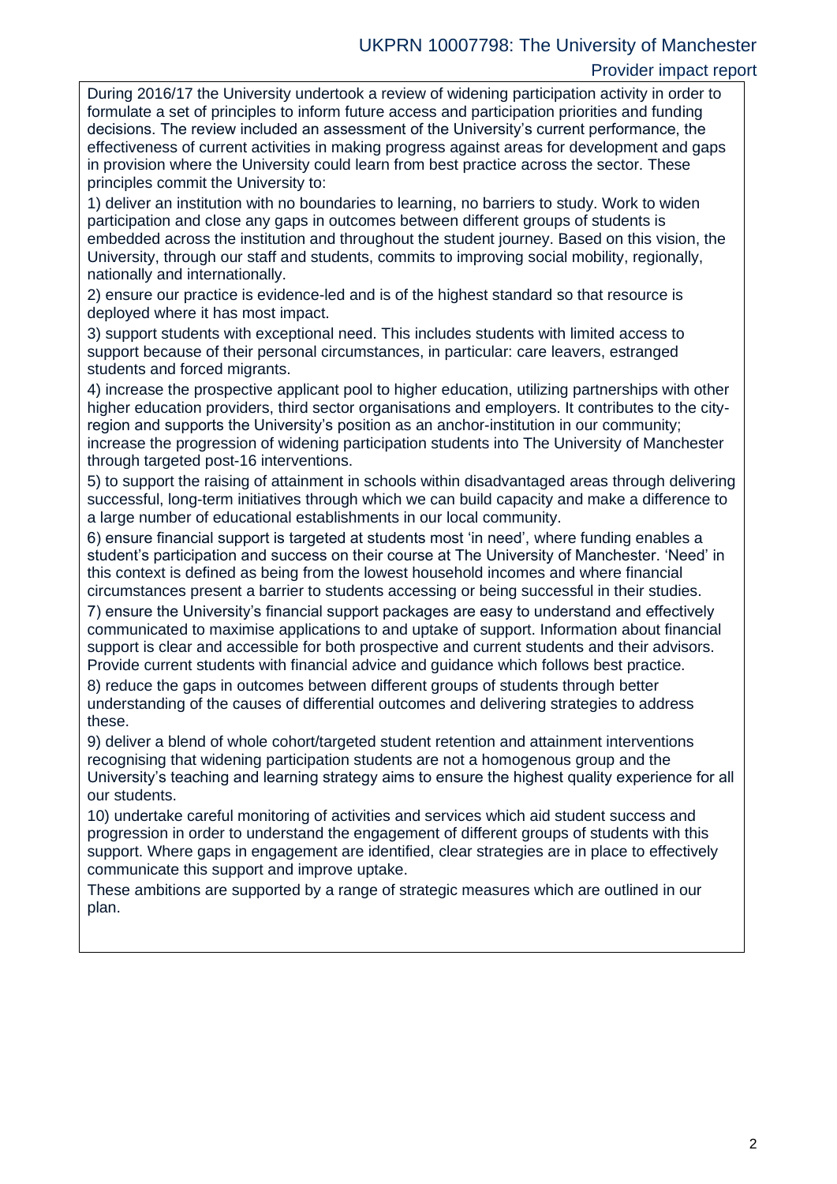During 2016/17 the University undertook a review of widening participation activity in order to formulate a set of principles to inform future access and participation priorities and funding decisions. The review included an assessment of the University's current performance, the effectiveness of current activities in making progress against areas for development and gaps in provision where the University could learn from best practice across the sector. These principles commit the University to:

1) deliver an institution with no boundaries to learning, no barriers to study. Work to widen participation and close any gaps in outcomes between different groups of students is embedded across the institution and throughout the student journey. Based on this vision, the University, through our staff and students, commits to improving social mobility, regionally, nationally and internationally.

2) ensure our practice is evidence-led and is of the highest standard so that resource is deployed where it has most impact.

3) support students with exceptional need. This includes students with limited access to support because of their personal circumstances, in particular: care leavers, estranged students and forced migrants.

4) increase the prospective applicant pool to higher education, utilizing partnerships with other higher education providers, third sector organisations and employers. It contributes to the city-region and supports the University's position as an anchor-institution in our community; increase the progression of widening participation students into The University of Manchester through targeted post-16 interventions.

5) to support the raising of attainment in schools within disadvantaged areas through delivering successful, long-term initiatives through which we can build capacity and make a difference to a large number of educational establishments in our local community.

6) ensure financial support is targeted at students most 'in need', where funding enables a student's participation and success on their course at The University of Manchester. 'Need' in this context is defined as being from the lowest household incomes and where financial circumstances present a barrier to students accessing or being successful in their studies.

7) ensure the University's financial support packages are easy to understand and effectively communicated to maximise applications to and uptake of support. Information about financial support is clear and accessible for both prospective and current students and their advisors. Provide current students with financial advice and guidance which follows best practice.

8) reduce the gaps in outcomes between different groups of students through better understanding of the causes of differential outcomes and delivering strategies to address these.

9) deliver a blend of whole cohort/targeted student retention and attainment interventions recognising that widening participation students are not a homogenous group and the University's teaching and learning strategy aims to ensure the highest quality experience for all our students.

10) undertake careful monitoring of activities and services which aid student success and progression in order to understand the engagement of different groups of students with this support. Where gaps in engagement are identified, clear strategies are in place to effectively communicate this support and improve uptake.

These ambitions are supported by a range of strategic measures which are outlined in our plan.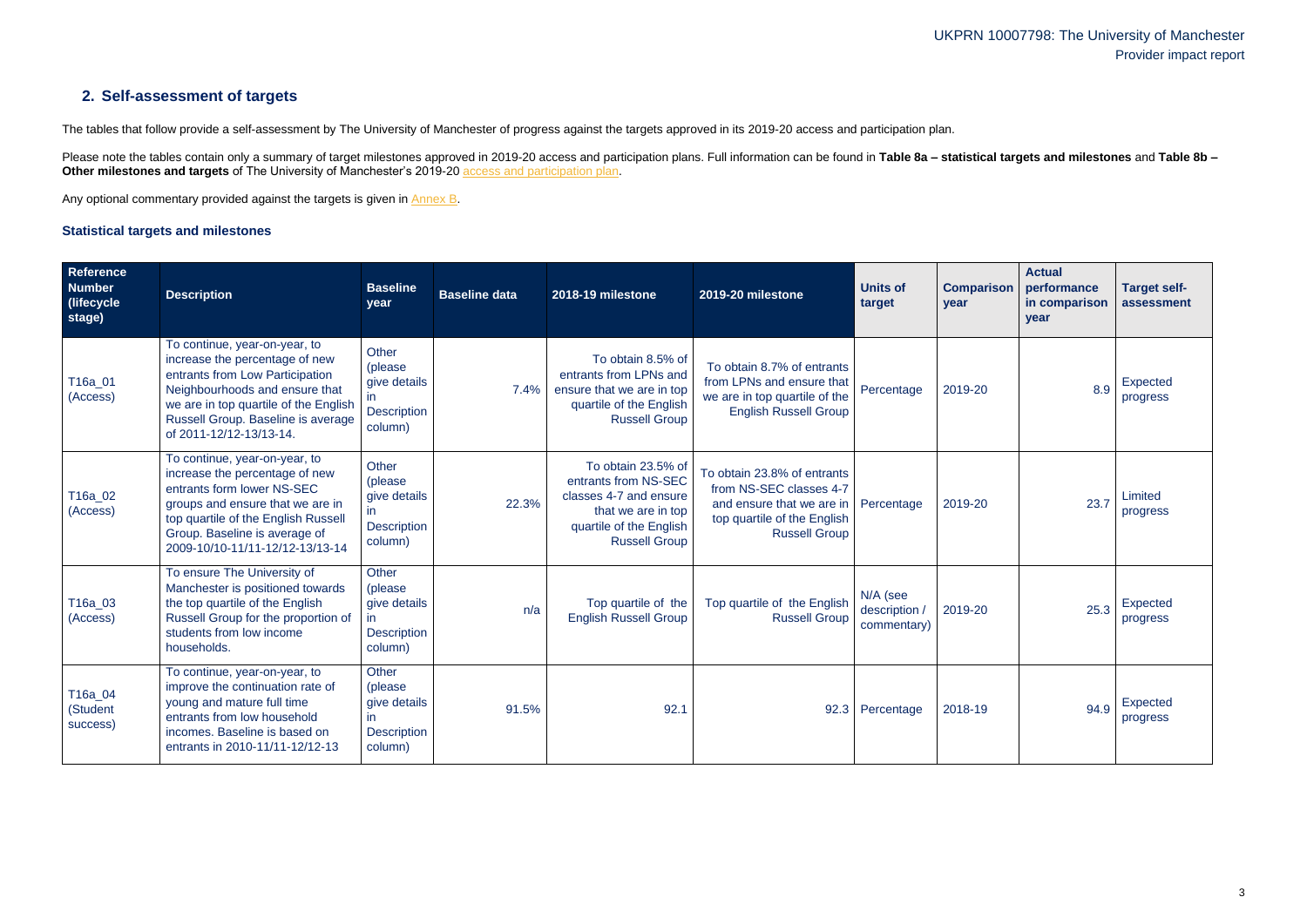## 2. Self-assessment of targets

The tables that follow provide a self-assessment by The University of Manchester of progress against the targets approved in its 2019-20 access and participation plan.

Please note the tables contain only a summary of target milestones approved in 2019-20 access and participation plans. Full information can be found in **Table 8a – statistical targets and milestones** and **Table 8b – Other milestones and targets** of The University of Manchester's 2019-20 access and participation plan.

Any optional commentary provided against the targets is given in Annex B.

### Statistical targets and milestones

| Reference Number (lifecycle stage) | Description | Baseline year | Baseline data | 2018-19 milestone | 2019-20 milestone | Units of target | Comparison year | Actual performance in comparison year | Target self-assessment |
|---|---|---|---|---|---|---|---|---|---|
| T16a_01 (Access) | To continue, year-on-year, to increase the percentage of new entrants from Low Participation Neighbourhoods and ensure that we are in top quartile of the English Russell Group. Baseline is average of 2011-12/12-13/13-14. | Other (please give details in Description column) | 7.4% | To obtain 8.5% of entrants from LPNs and ensure that we are in top quartile of the English Russell Group | To obtain 8.7% of entrants from LPNs and ensure that we are in top quartile of the English Russell Group | Percentage | 2019-20 | 8.9 | Expected progress |
| T16a_02 (Access) | To continue, year-on-year, to increase the percentage of new entrants form lower NS-SEC groups and ensure that we are in top quartile of the English Russell Group. Baseline is average of 2009-10/10-11/11-12/12-13/13-14 | Other (please give details in Description column) | 22.3% | To obtain 23.5% of entrants from NS-SEC classes 4-7 and ensure that we are in top quartile of the English Russell Group | To obtain 23.8% of entrants from NS-SEC classes 4-7 and ensure that we are in top quartile of the English Russell Group | Percentage | 2019-20 | 23.7 | Limited progress |
| T16a_03 (Access) | To ensure The University of Manchester is positioned towards the top quartile of the English Russell Group for the proportion of students from low income households. | Other (please give details in Description column) | n/a | Top quartile of the English Russell Group | Top quartile of the English Russell Group | N/A (see description / commentary) | 2019-20 | 25.3 | Expected progress |
| T16a_04 (Student success) | To continue, year-on-year, to improve the continuation rate of young and mature full time entrants from low household incomes. Baseline is based on entrants in 2010-11/11-12/12-13 | Other (please give details in Description column) | 91.5% | 92.1 | 92.3 | Percentage | 2018-19 | 94.9 | Expected progress |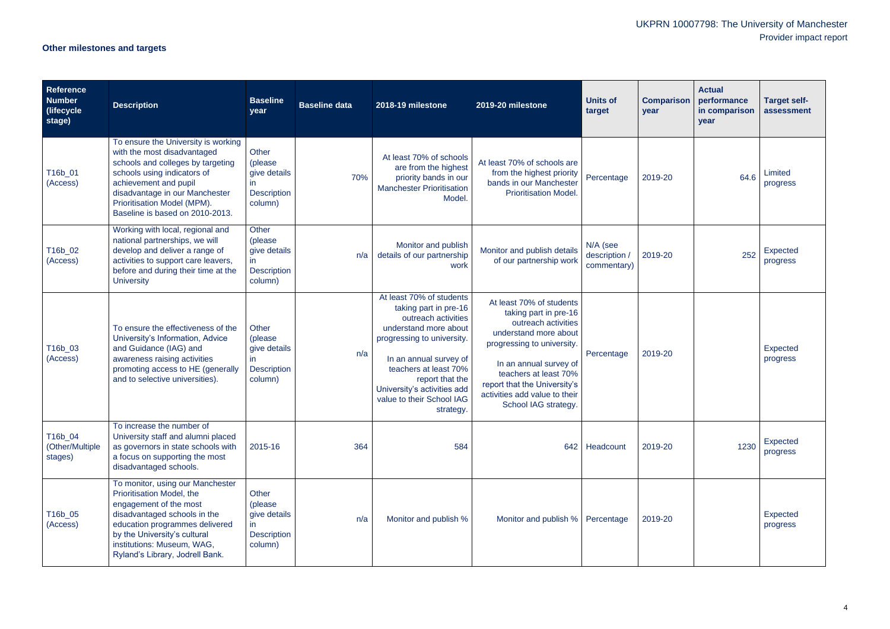**Other milestones and targets**

| Reference Number (lifecycle stage) | Description | Baseline year | Baseline data | 2018-19 milestone | 2019-20 milestone | Units of target | Comparison year | Actual performance in comparison year | Target self-assessment |
|---|---|---|---|---|---|---|---|---|---|
| T16b_01 (Access) | To ensure the University is working with the most disadvantaged schools and colleges by targeting schools using indicators of achievement and pupil disadvantage in our Manchester Prioritisation Model (MPM). Baseline is based on 2010-2013. | Other (please give details in Description column) | 70% | At least 70% of schools are from the highest priority bands in our Manchester Prioritisation Model. | At least 70% of schools are from the highest priority bands in our Manchester Prioritisation Model. | Percentage | 2019-20 | 64.6 | Limited progress |
| T16b_02 (Access) | Working with local, regional and national partnerships, we will develop and deliver a range of activities to support care leavers, before and during their time at the University | Other (please give details in Description column) | n/a | Monitor and publish details of our partnership work | Monitor and publish details of our partnership work | N/A (see description / commentary) | 2019-20 | 252 | Expected progress |
| T16b_03 (Access) | To ensure the effectiveness of the University's Information, Advice and Guidance (IAG) and awareness raising activities promoting access to HE (generally and to selective universities). | Other (please give details in Description column) | n/a | At least 70% of students taking part in pre-16 outreach activities understand more about progressing to university. In an annual survey of teachers at least 70% report that the University's activities add value to their School IAG strategy. | At least 70% of students taking part in pre-16 outreach activities understand more about progressing to university. In an annual survey of teachers at least 70% report that the University's activities add value to their School IAG strategy. | Percentage | 2019-20 | | Expected progress |
| T16b_04 (Other/Multiple stages) | To increase the number of University staff and alumni placed as governors in state schools with a focus on supporting the most disadvantaged schools. | 2015-16 | 364 | 584 | 642 | Headcount | 2019-20 | 1230 | Expected progress |
| T16b_05 (Access) | To monitor, using our Manchester Prioritisation Model, the engagement of the most disadvantaged schools in the education programmes delivered by the University's cultural institutions: Museum, WAG, Ryland's Library, Jodrell Bank. | Other (please give details in Description column) | n/a | Monitor and publish % | Monitor and publish % | Percentage | 2019-20 | | Expected progress |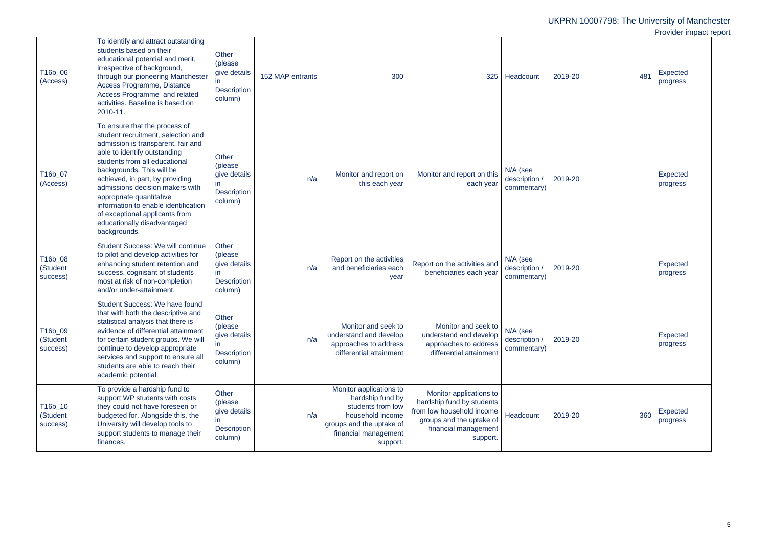| | | | | | | | | | |
|---|---|---|---|---|---|---|---|---|---|
| T16b_06 (Access) | To identify and attract outstanding students based on their educational potential and merit, irrespective of background, through our pioneering Manchester Access Programme, Distance Access Programme and related activities. Baseline is based on 2010-11. | Other (please give details in Description column) | 152 MAP entrants | 300 | 325 | Headcount | 2019-20 | 481 | Expected progress |
| T16b_07 (Access) | To ensure that the process of student recruitment, selection and admission is transparent, fair and able to identify outstanding students from all educational backgrounds. This will be achieved, in part, by providing admissions decision makers with appropriate quantitative information to enable identification of exceptional applicants from educationally disadvantaged backgrounds. | Other (please give details in Description column) | n/a | Monitor and report on this each year | Monitor and report on this each year | N/A (see description / commentary) | 2019-20 | | Expected progress |
| T16b_08 (Student success) | Student Success: We will continue to pilot and develop activities for enhancing student retention and success, cognisant of students most at risk of non-completion and/or under-attainment. | Other (please give details in Description column) | n/a | Report on the activities and beneficiaries each year | Report on the activities and beneficiaries each year | N/A (see description / commentary) | 2019-20 | | Expected progress |
| T16b_09 (Student success) | Student Success: We have found that with both the descriptive and statistical analysis that there is evidence of differential attainment for certain student groups. We will continue to develop appropriate services and support to ensure all students are able to reach their academic potential. | Other (please give details in Description column) | n/a | Monitor and seek to understand and develop approaches to address differential attainment | Monitor and seek to understand and develop approaches to address differential attainment | N/A (see description / commentary) | 2019-20 | | Expected progress |
| T16b_10 (Student success) | To provide a hardship fund to support WP students with costs they could not have foreseen or budgeted for. Alongside this, the University will develop tools to support students to manage their finances. | Other (please give details in Description column) | n/a | Monitor applications to hardship fund by students from low household income groups and the uptake of financial management support. | Monitor applications to hardship fund by students from low household income groups and the uptake of financial management support. | Headcount | 2019-20 | 360 | Expected progress |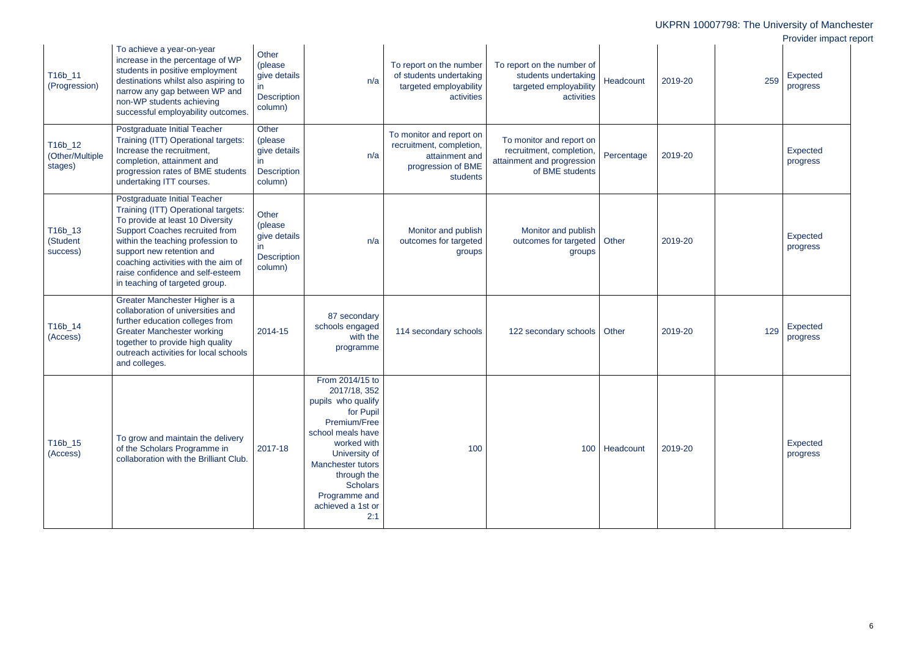| | | | | | | | | | |
|---|---|---|---|---|---|---|---|---|---|
| T16b_11 (Progression) | To achieve a year-on-year increase in the percentage of WP students in positive employment destinations whilst also aspiring to narrow any gap between WP and non-WP students achieving successful employability outcomes. | Other (please give details in Description column) | n/a | To report on the number of students undertaking targeted employability activities | To report on the number of students undertaking targeted employability activities | Headcount | 2019-20 | 259 | Expected progress |
| T16b_12 (Other/Multiple stages) | Postgraduate Initial Teacher Training (ITT) Operational targets: Increase the recruitment, completion, attainment and progression rates of BME students undertaking ITT courses. | Other (please give details in Description column) | n/a | To monitor and report on recruitment, completion, attainment and progression of BME students | To monitor and report on recruitment, completion, attainment and progression of BME students | Percentage | 2019-20 | | Expected progress |
| T16b_13 (Student success) | Postgraduate Initial Teacher Training (ITT) Operational targets: To provide at least 10 Diversity Support Coaches recruited from within the teaching profession to support new retention and coaching activities with the aim of raise confidence and self-esteem in teaching of targeted group. | Other (please give details in Description column) | n/a | Monitor and publish outcomes for targeted groups | Monitor and publish outcomes for targeted groups | Other | 2019-20 | | Expected progress |
| T16b_14 (Access) | Greater Manchester Higher is a collaboration of universities and further education colleges from Greater Manchester working together to provide high quality outreach activities for local schools and colleges. | 2014-15 | 87 secondary schools engaged with the programme | 114 secondary schools | 122 secondary schools | Other | 2019-20 | 129 | Expected progress |
| T16b_15 (Access) | To grow and maintain the delivery of the Scholars Programme in collaboration with the Brilliant Club. | 2017-18 | From 2014/15 to 2017/18, 352 pupils who qualify for Pupil Premium/Free school meals have worked with University of Manchester tutors through the Scholars Programme and achieved a 1st or 2:1 | 100 | 100 | Headcount | 2019-20 | | Expected progress |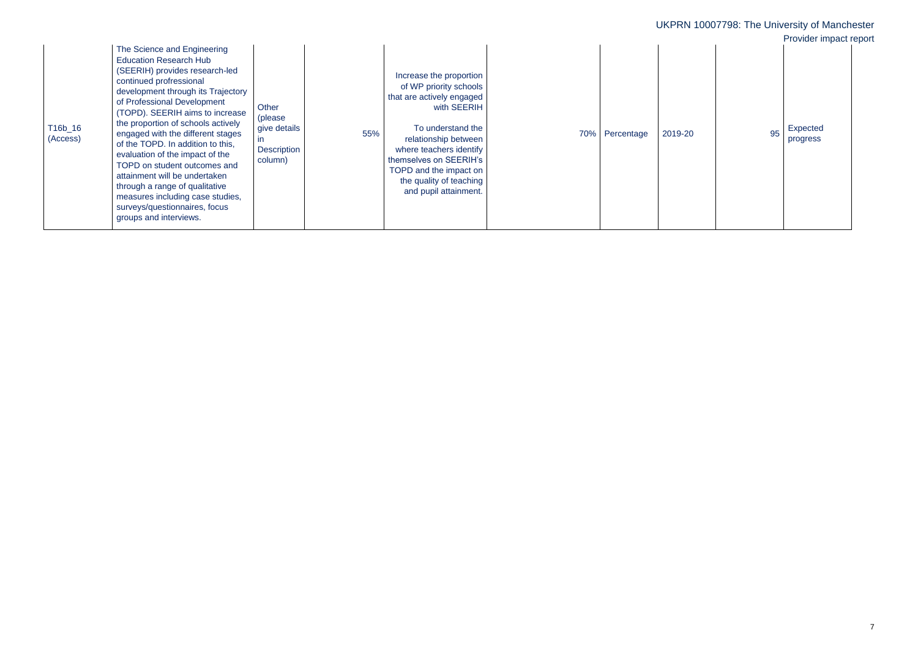| | | | | | | | | | |
|---|---|---|---|---|---|---|---|---|---|
| T16b_16 (Access) | The Science and Engineering Education Research Hub (SEERIH) provides research-led continued profressional development through its Trajectory of Professional Development (TOPD). SEERIH aims to increase the proportion of schools actively engaged with the different stages of the TOPD. In addition to this, evaluation of the impact of the TOPD on student outcomes and attainment will be undertaken through a range of qualitative measures including case studies, surveys/questionnaires, focus groups and interviews. | Other (please give details in Description column) | 55% | Increase the proportion of WP priority schools that are actively engaged with SEERIH<br><br>To understand the relationship between where teachers identify themselves on SEERIH's TOPD and the impact on the quality of teaching and pupil attainment. | 70% | Percentage | 2019-20 | 95 | Expected progress |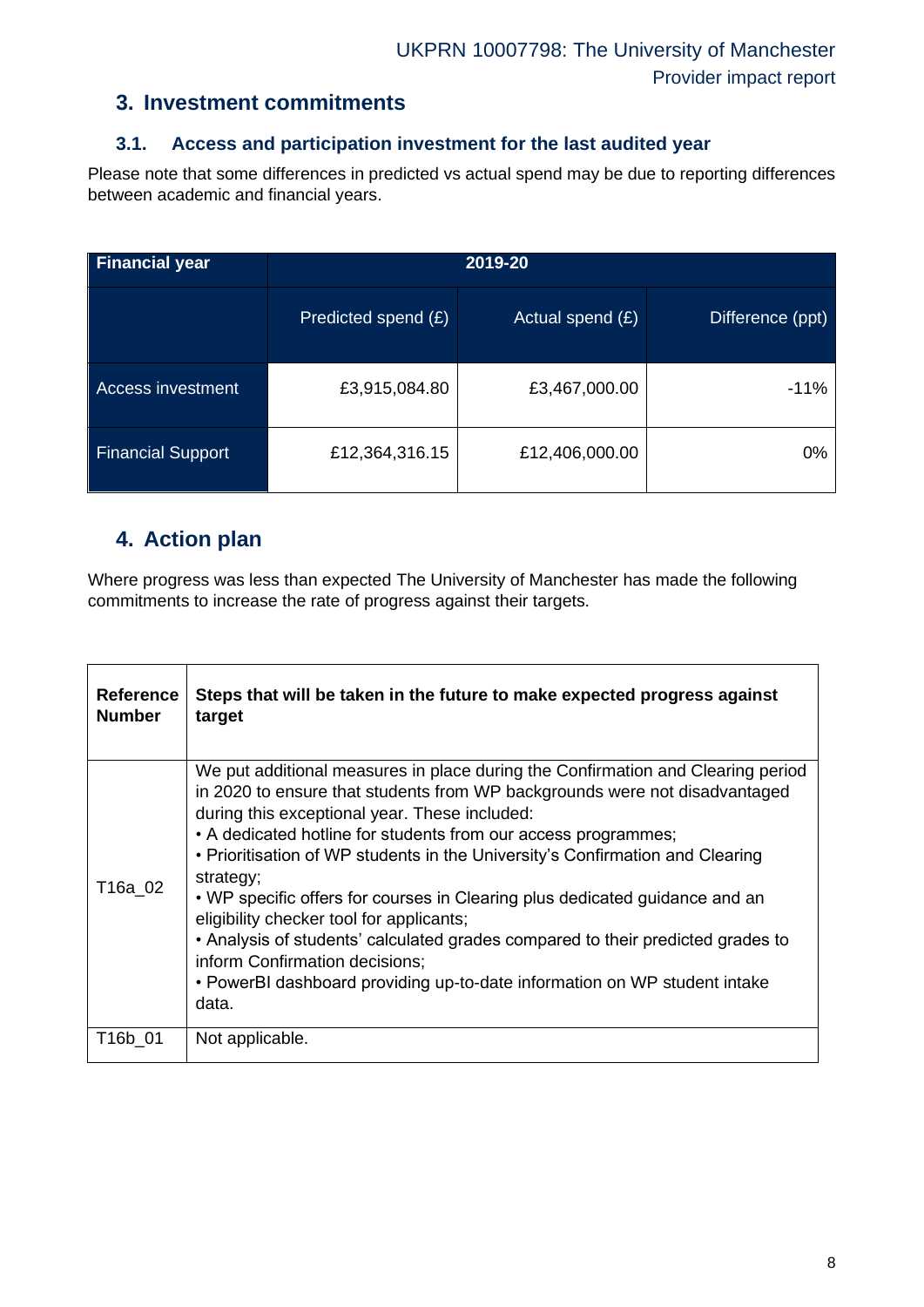## 3. Investment commitments

### 3.1. Access and participation investment for the last audited year

Please note that some differences in predicted vs actual spend may be due to reporting differences between academic and financial years.

| Financial year | 2019-20 | | |
|---|---|---|---|
| | Predicted spend (£) | Actual spend (£) | Difference (ppt) |
| Access investment | £3,915,084.80 | £3,467,000.00 | -11% |
| Financial Support | £12,364,316.15 | £12,406,000.00 | 0% |

## 4. Action plan

Where progress was less than expected The University of Manchester has made the following commitments to increase the rate of progress against their targets.

| Reference Number | Steps that will be taken in the future to make expected progress against target |
|---|---|
| T16a_02 | We put additional measures in place during the Confirmation and Clearing period in 2020 to ensure that students from WP backgrounds were not disadvantaged during this exceptional year. These included:<br>• A dedicated hotline for students from our access programmes;<br>• Prioritisation of WP students in the University's Confirmation and Clearing strategy;<br>• WP specific offers for courses in Clearing plus dedicated guidance and an eligibility checker tool for applicants;<br>• Analysis of students' calculated grades compared to their predicted grades to inform Confirmation decisions;<br>• PowerBI dashboard providing up-to-date information on WP student intake data. |
| T16b_01 | Not applicable. |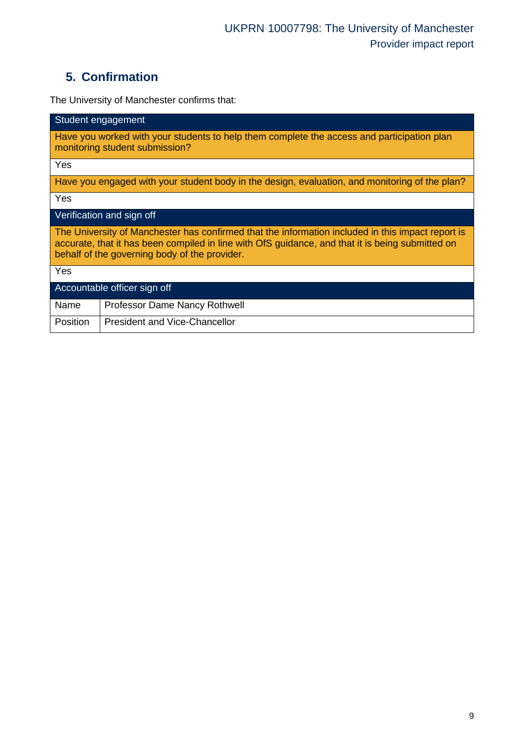## 5. Confirmation

The University of Manchester confirms that:

| Student engagement | |
|---|---|
| Have you worked with your students to help them complete the access and participation plan monitoring student submission? | |
| Yes | |
| Have you engaged with your student body in the design, evaluation, and monitoring of the plan? | |
| Yes | |
| **Verification and sign off** | |
| The University of Manchester has confirmed that the information included in this impact report is accurate, that it has been compiled in line with OfS guidance, and that it is being submitted on behalf of the governing body of the provider. | |
| Yes | |
| **Accountable officer sign off** | |
| Name | Professor Dame Nancy Rothwell |
| Position | President and Vice-Chancellor |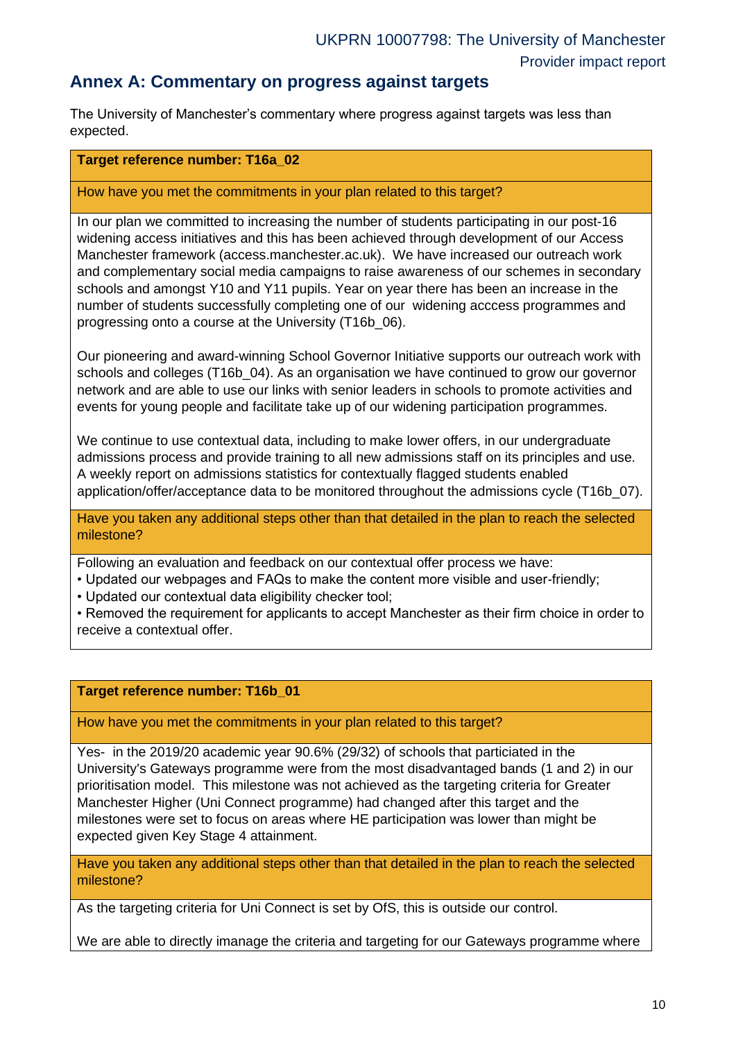## Annex A: Commentary on progress against targets

The University of Manchester's commentary where progress against targets was less than expected.

| Target reference number: T16a_02 |
|---|
| How have you met the commitments in your plan related to this target? |
| In our plan we committed to increasing the number of students participating in our post-16 widening access initiatives and this has been achieved through development of our Access Manchester framework (access.manchester.ac.uk). We have increased our outreach work and complementary social media campaigns to raise awareness of our schemes in secondary schools and amongst Y10 and Y11 pupils. Year on year there has been an increase in the number of students successfully completing one of our widening acccess programmes and progressing onto a course at the University (T16b_06).<br><br>Our pioneering and award-winning School Governor Initiative supports our outreach work with schools and colleges (T16b_04). As an organisation we have continued to grow our governor network and are able to use our links with senior leaders in schools to promote activities and events for young people and facilitate take up of our widening participation programmes.<br><br>We continue to use contextual data, including to make lower offers, in our undergraduate admissions process and provide training to all new admissions staff on its principles and use. A weekly report on admissions statistics for contextually flagged students enabled application/offer/acceptance data to be monitored throughout the admissions cycle (T16b_07). |
| Have you taken any additional steps other than that detailed in the plan to reach the selected milestone? |
| Following an evaluation and feedback on our contextual offer process we have:<br>• Updated our webpages and FAQs to make the content more visible and user-friendly;<br>• Updated our contextual data eligibility checker tool;<br>• Removed the requirement for applicants to accept Manchester as their firm choice in order to receive a contextual offer. |

| Target reference number: T16b_01 |
|---|
| How have you met the commitments in your plan related to this target? |
| Yes- in the 2019/20 academic year 90.6% (29/32) of schools that particiated in the University's Gateways programme were from the most disadvantaged bands (1 and 2) in our prioritisation model. This milestone was not achieved as the targeting criteria for Greater Manchester Higher (Uni Connect programme) had changed after this target and the milestones were set to focus on areas where HE participation was lower than might be expected given Key Stage 4 attainment. |
| Have you taken any additional steps other than that detailed in the plan to reach the selected milestone? |
| As the targeting criteria for Uni Connect is set by OfS, this is outside our control.<br><br>We are able to directly imanage the criteria and targeting for our Gateways programme where |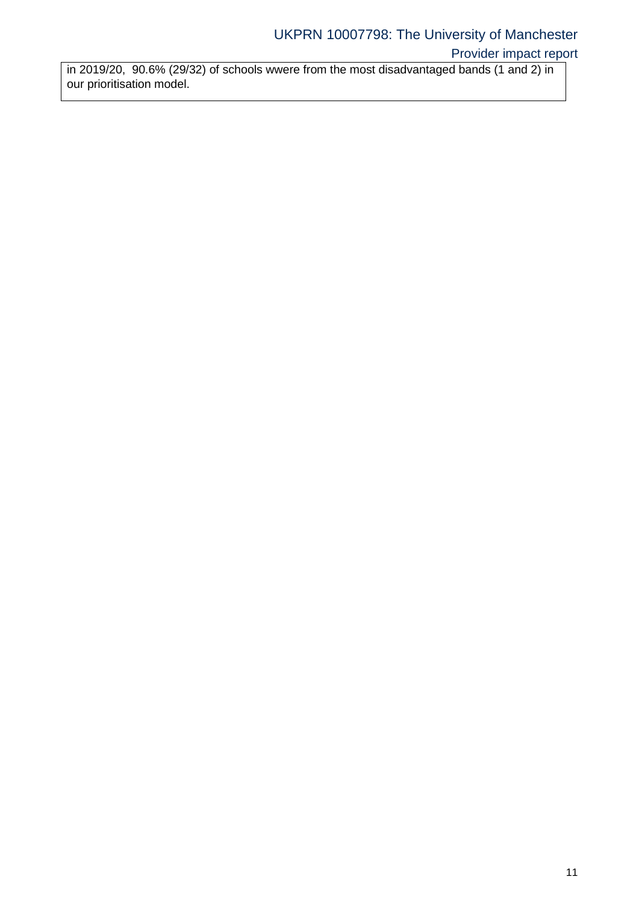in 2019/20, 90.6% (29/32) of schools wwere from the most disadvantaged bands (1 and 2) in our prioritisation model.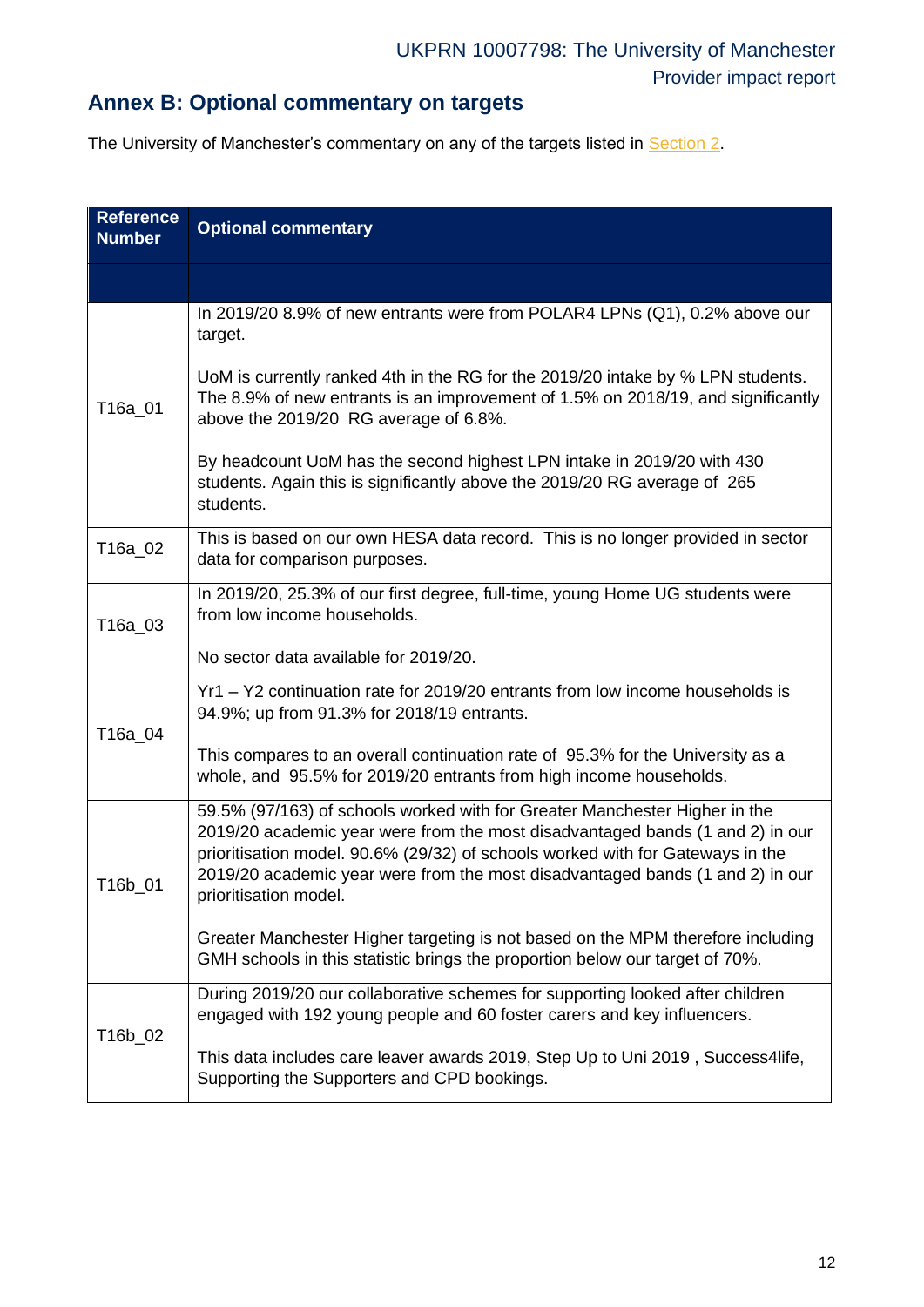## Annex B: Optional commentary on targets

The University of Manchester's commentary on any of the targets listed in Section 2.

| Reference Number | Optional commentary |
|---|---|
| | |
| T16a_01 | In 2019/20 8.9% of new entrants were from POLAR4 LPNs (Q1), 0.2% above our target.<br><br>UoM is currently ranked 4th in the RG for the 2019/20 intake by % LPN students. The 8.9% of new entrants is an improvement of 1.5% on 2018/19, and significantly above the 2019/20 RG average of 6.8%.<br><br>By headcount UoM has the second highest LPN intake in 2019/20 with 430 students. Again this is significantly above the 2019/20 RG average of 265 students. |
| T16a_02 | This is based on our own HESA data record. This is no longer provided in sector data for comparison purposes. |
| T16a_03 | In 2019/20, 25.3% of our first degree, full-time, young Home UG students were from low income households.<br><br>No sector data available for 2019/20. |
| T16a_04 | Yr1 – Y2 continuation rate for 2019/20 entrants from low income households is 94.9%; up from 91.3% for 2018/19 entrants.<br><br>This compares to an overall continuation rate of 95.3% for the University as a whole, and 95.5% for 2019/20 entrants from high income households. |
| T16b_01 | 59.5% (97/163) of schools worked with for Greater Manchester Higher in the 2019/20 academic year were from the most disadvantaged bands (1 and 2) in our prioritisation model. 90.6% (29/32) of schools worked with for Gateways in the 2019/20 academic year were from the most disadvantaged bands (1 and 2) in our prioritisation model.<br><br>Greater Manchester Higher targeting is not based on the MPM therefore including GMH schools in this statistic brings the proportion below our target of 70%. |
| T16b_02 | During 2019/20 our collaborative schemes for supporting looked after children engaged with 192 young people and 60 foster carers and key influencers.<br><br>This data includes care leaver awards 2019, Step Up to Uni 2019 , Success4life, Supporting the Supporters and CPD bookings. |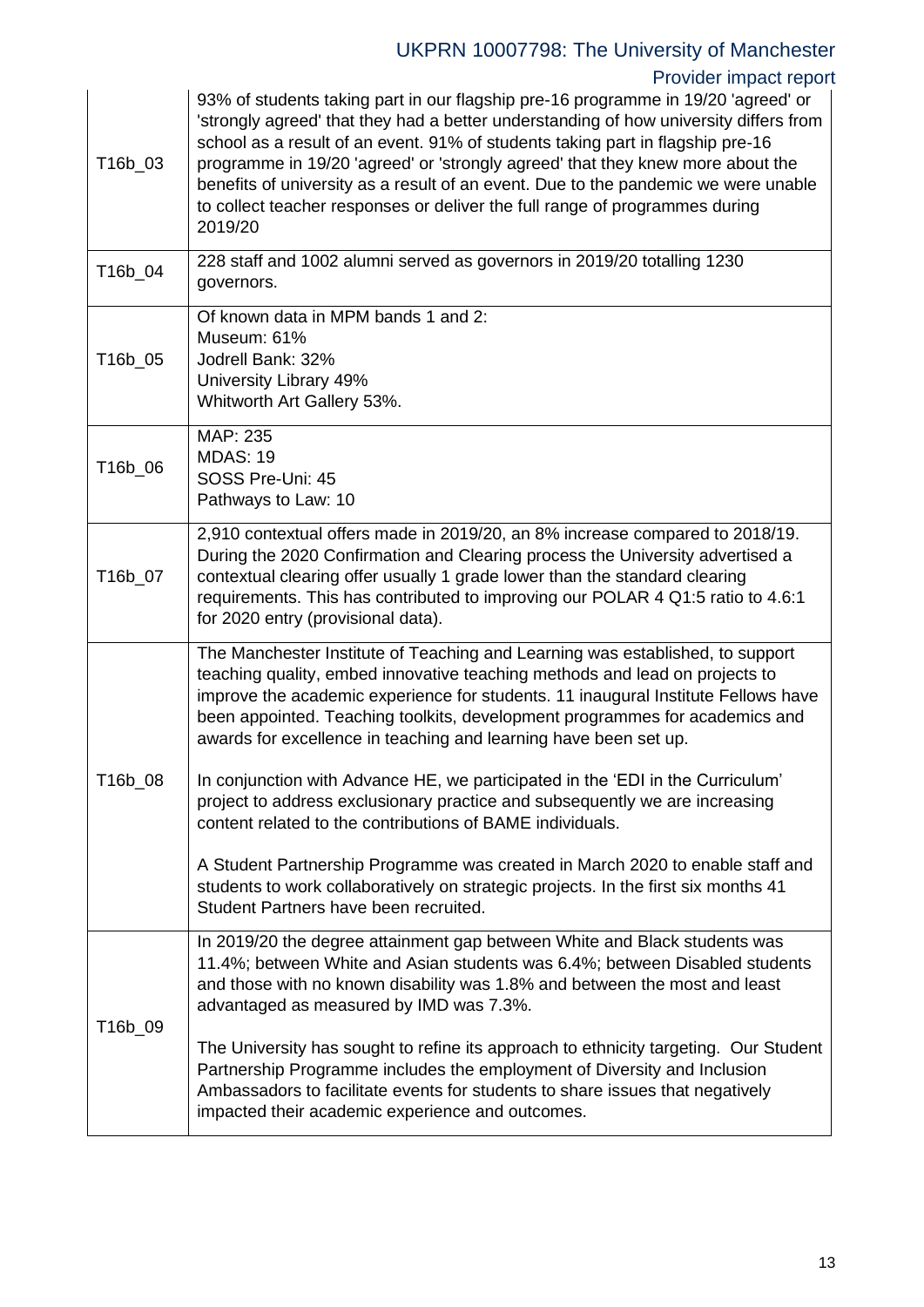| | |
|---|---|
| T16b_03 | 93% of students taking part in our flagship pre-16 programme in 19/20 'agreed' or 'strongly agreed' that they had a better understanding of how university differs from school as a result of an event. 91% of students taking part in flagship pre-16 programme in 19/20 'agreed' or 'strongly agreed' that they knew more about the benefits of university as a result of an event. Due to the pandemic we were unable to collect teacher responses or deliver the full range of programmes during 2019/20 |
| T16b_04 | 228 staff and 1002 alumni served as governors in 2019/20 totalling 1230 governors. |
| T16b_05 | Of known data in MPM bands 1 and 2:<br>Museum: 61%<br>Jodrell Bank: 32%<br>University Library 49%<br>Whitworth Art Gallery 53%. |
| T16b_06 | MAP: 235<br>MDAS: 19<br>SOSS Pre-Uni: 45<br>Pathways to Law: 10 |
| T16b_07 | 2,910 contextual offers made in 2019/20, an 8% increase compared to 2018/19. During the 2020 Confirmation and Clearing process the University advertised a contextual clearing offer usually 1 grade lower than the standard clearing requirements. This has contributed to improving our POLAR 4 Q1:5 ratio to 4.6:1 for 2020 entry (provisional data). |
| T16b_08 | The Manchester Institute of Teaching and Learning was established, to support teaching quality, embed innovative teaching methods and lead on projects to improve the academic experience for students. 11 inaugural Institute Fellows have been appointed. Teaching toolkits, development programmes for academics and awards for excellence in teaching and learning have been set up.<br><br>In conjunction with Advance HE, we participated in the 'EDI in the Curriculum' project to address exclusionary practice and subsequently we are increasing content related to the contributions of BAME individuals.<br><br>A Student Partnership Programme was created in March 2020 to enable staff and students to work collaboratively on strategic projects. In the first six months 41 Student Partners have been recruited. |
| T16b_09 | In 2019/20 the degree attainment gap between White and Black students was 11.4%; between White and Asian students was 6.4%; between Disabled students and those with no known disability was 1.8% and between the most and least advantaged as measured by IMD was 7.3%.<br><br>The University has sought to refine its approach to ethnicity targeting. Our Student Partnership Programme includes the employment of Diversity and Inclusion Ambassadors to facilitate events for students to share issues that negatively impacted their academic experience and outcomes. |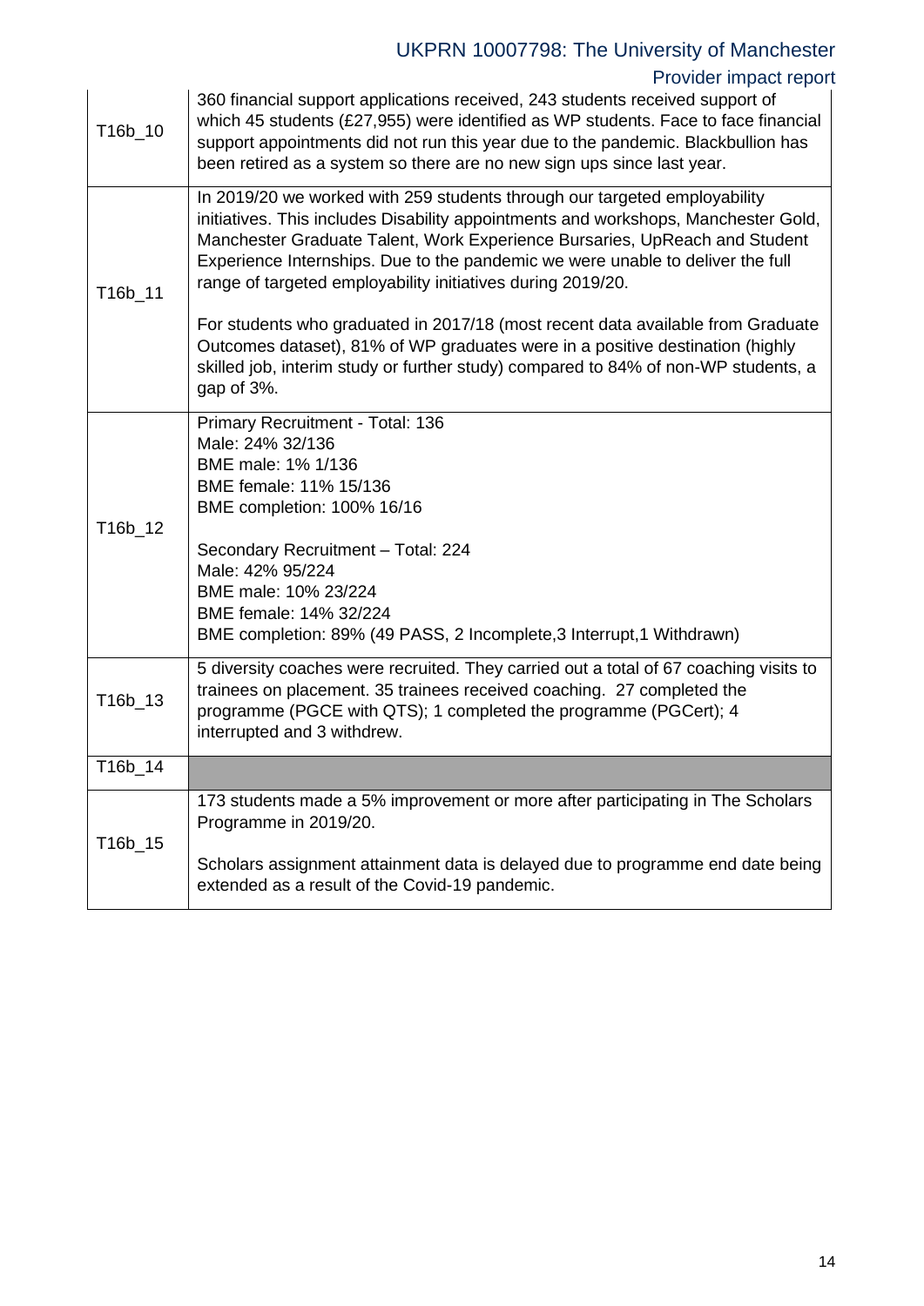| | |
|---|---|
| T16b_10 | 360 financial support applications received, 243 students received support of which 45 students (£27,955) were identified as WP students. Face to face financial support appointments did not run this year due to the pandemic. Blackbullion has been retired as a system so there are no new sign ups since last year. |
| T16b_11 | In 2019/20 we worked with 259 students through our targeted employability initiatives. This includes Disability appointments and workshops, Manchester Gold, Manchester Graduate Talent, Work Experience Bursaries, UpReach and Student Experience Internships. Due to the pandemic we were unable to deliver the full range of targeted employability initiatives during 2019/20.<br><br>For students who graduated in 2017/18 (most recent data available from Graduate Outcomes dataset), 81% of WP graduates were in a positive destination (highly skilled job, interim study or further study) compared to 84% of non-WP students, a gap of 3%. |
| T16b_12 | Primary Recruitment - Total: 136<br>Male: 24% 32/136<br>BME male: 1% 1/136<br>BME female: 11% 15/136<br>BME completion: 100% 16/16<br><br>Secondary Recruitment – Total: 224<br>Male: 42% 95/224<br>BME male: 10% 23/224<br>BME female: 14% 32/224<br>BME completion: 89% (49 PASS, 2 Incomplete,3 Interrupt,1 Withdrawn) |
| T16b_13 | 5 diversity coaches were recruited. They carried out a total of 67 coaching visits to trainees on placement. 35 trainees received coaching. 27 completed the programme (PGCE with QTS); 1 completed the programme (PGCert); 4 interrupted and 3 withdrew. |
| T16b_14 | |
| T16b_15 | 173 students made a 5% improvement or more after participating in The Scholars Programme in 2019/20.<br><br>Scholars assignment attainment data is delayed due to programme end date being extended as a result of the Covid-19 pandemic. |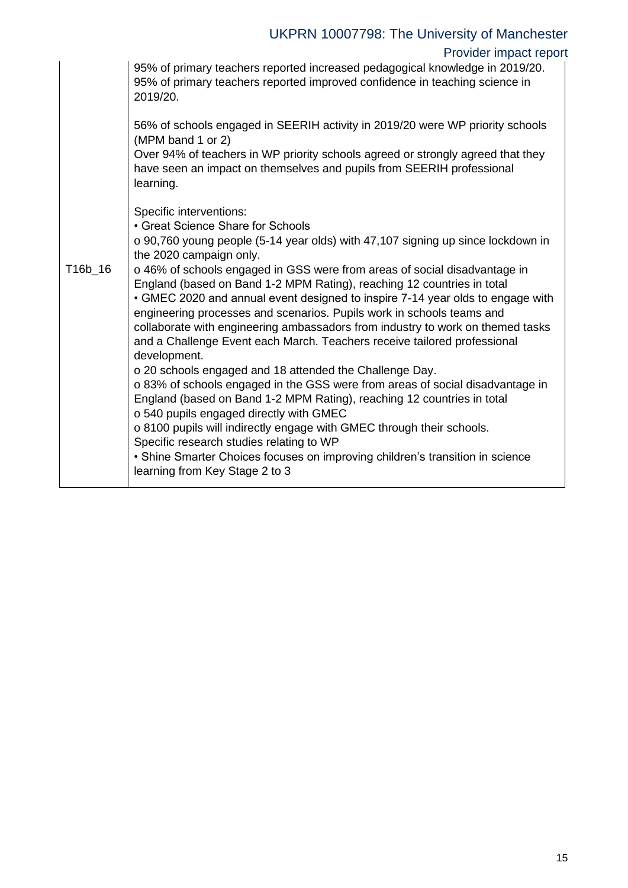| | |
|---|---|
| T16b_16 | 95% of primary teachers reported increased pedagogical knowledge in 2019/20.<br>95% of primary teachers reported improved confidence in teaching science in 2019/20.<br><br>56% of schools engaged in SEERIH activity in 2019/20 were WP priority schools (MPM band 1 or 2)<br>Over 94% of teachers in WP priority schools agreed or strongly agreed that they have seen an impact on themselves and pupils from SEERIH professional learning.<br><br>Specific interventions:<br>• Great Science Share for Schools<br>o 90,760 young people (5-14 year olds) with 47,107 signing up since lockdown in the 2020 campaign only.<br>o 46% of schools engaged in GSS were from areas of social disadvantage in England (based on Band 1-2 MPM Rating), reaching 12 countries in total<br>• GMEC 2020 and annual event designed to inspire 7-14 year olds to engage with engineering processes and scenarios. Pupils work in schools teams and collaborate with engineering ambassadors from industry to work on themed tasks and a Challenge Event each March. Teachers receive tailored professional development.<br>o 20 schools engaged and 18 attended the Challenge Day.<br>o 83% of schools engaged in the GSS were from areas of social disadvantage in England (based on Band 1-2 MPM Rating), reaching 12 countries in total<br>o 540 pupils engaged directly with GMEC<br>o 8100 pupils will indirectly engage with GMEC through their schools.<br>Specific research studies relating to WP<br>• Shine Smarter Choices focuses on improving children's transition in science learning from Key Stage 2 to 3 |